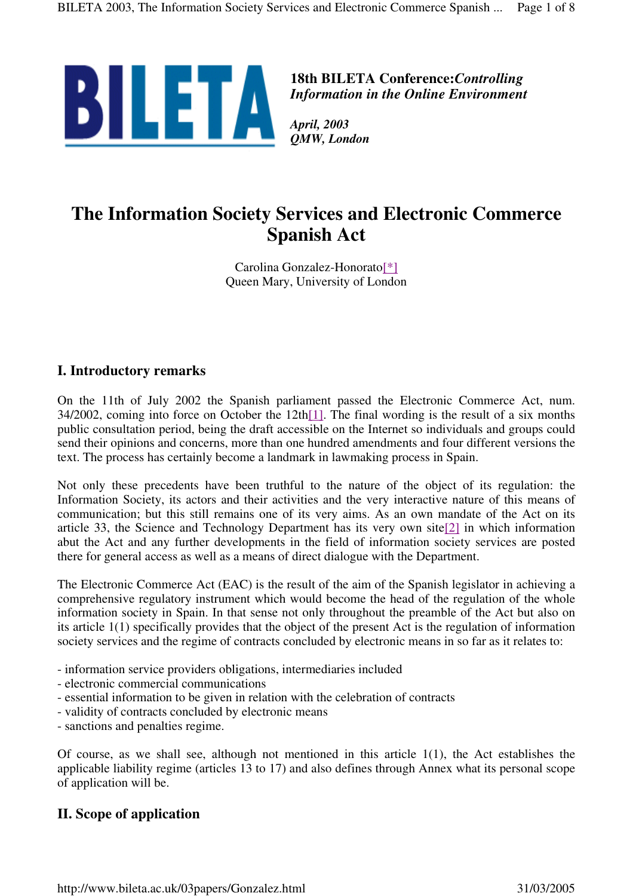BILETA

**18th BILETA Conference:** ***Controlling Information in the Online Environment***

***April, 2003***
***QMW, London***

# The Information Society Services and Electronic Commerce Spanish Act

Carolina Gonzalez-Honorato[*]
Queen Mary, University of London

## I. Introductory remarks

On the 11th of July 2002 the Spanish parliament passed the Electronic Commerce Act, num. 34/2002, coming into force on October the 12th[1]. The final wording is the result of a six months public consultation period, being the draft accessible on the Internet so individuals and groups could send their opinions and concerns, more than one hundred amendments and four different versions the text. The process has certainly become a landmark in lawmaking process in Spain.

Not only these precedents have been truthful to the nature of the object of its regulation: the Information Society, its actors and their activities and the very interactive nature of this means of communication; but this still remains one of its very aims. As an own mandate of the Act on its article 33, the Science and Technology Department has its very own site[2] in which information abut the Act and any further developments in the field of information society services are posted there for general access as well as a means of direct dialogue with the Department.

The Electronic Commerce Act (EAC) is the result of the aim of the Spanish legislator in achieving a comprehensive regulatory instrument which would become the head of the regulation of the whole information society in Spain. In that sense not only throughout the preamble of the Act but also on its article 1(1) specifically provides that the object of the present Act is the regulation of information society services and the regime of contracts concluded by electronic means in so far as it relates to:

- information service providers obligations, intermediaries included
- electronic commercial communications
- essential information to be given in relation with the celebration of contracts
- validity of contracts concluded by electronic means
- sanctions and penalties regime.

Of course, as we shall see, although not mentioned in this article 1(1), the Act establishes the applicable liability regime (articles 13 to 17) and also defines through Annex what its personal scope of application will be.

## II. Scope of application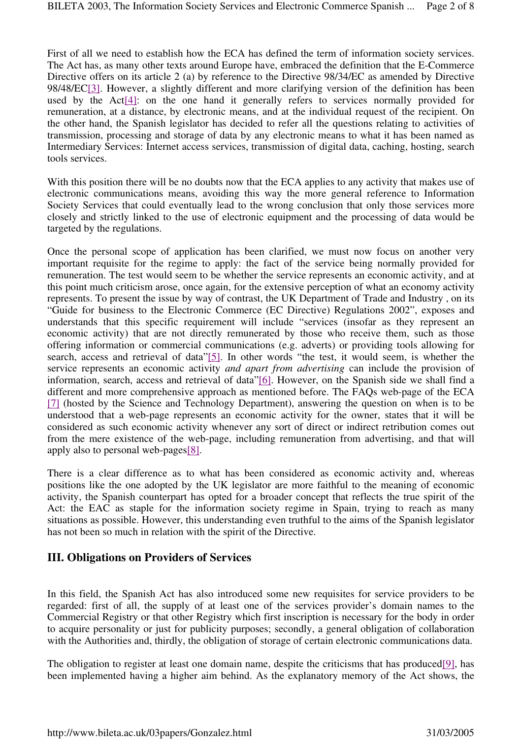First of all we need to establish how the ECA has defined the term of information society services. The Act has, as many other texts around Europe have, embraced the definition that the E-Commerce Directive offers on its article 2 (a) by reference to the Directive 98/34/EC as amended by Directive 98/48/EC[3]. However, a slightly different and more clarifying version of the definition has been used by the Act[4]: on the one hand it generally refers to services normally provided for remuneration, at a distance, by electronic means, and at the individual request of the recipient. On the other hand, the Spanish legislator has decided to refer all the questions relating to activities of transmission, processing and storage of data by any electronic means to what it has been named as Intermediary Services: Internet access services, transmission of digital data, caching, hosting, search tools services.

With this position there will be no doubts now that the ECA applies to any activity that makes use of electronic communications means, avoiding this way the more general reference to Information Society Services that could eventually lead to the wrong conclusion that only those services more closely and strictly linked to the use of electronic equipment and the processing of data would be targeted by the regulations.

Once the personal scope of application has been clarified, we must now focus on another very important requisite for the regime to apply: the fact of the service being normally provided for remuneration. The test would seem to be whether the service represents an economic activity, and at this point much criticism arose, once again, for the extensive perception of what an economy activity represents. To present the issue by way of contrast, the UK Department of Trade and Industry , on its "Guide for business to the Electronic Commerce (EC Directive) Regulations 2002", exposes and understands that this specific requirement will include "services (insofar as they represent an economic activity) that are not directly remunerated by those who receive them, such as those offering information or commercial communications (e.g. adverts) or providing tools allowing for search, access and retrieval of data"[5]. In other words "the test, it would seem, is whether the service represents an economic activity *and apart from advertising* can include the provision of information, search, access and retrieval of data"[6]. However, on the Spanish side we shall find a different and more comprehensive approach as mentioned before. The FAQs web-page of the ECA [7] (hosted by the Science and Technology Department), answering the question on when is to be understood that a web-page represents an economic activity for the owner, states that it will be considered as such economic activity whenever any sort of direct or indirect retribution comes out from the mere existence of the web-page, including remuneration from advertising, and that will apply also to personal web-pages[8].

There is a clear difference as to what has been considered as economic activity and, whereas positions like the one adopted by the UK legislator are more faithful to the meaning of economic activity, the Spanish counterpart has opted for a broader concept that reflects the true spirit of the Act: the EAC as staple for the information society regime in Spain, trying to reach as many situations as possible. However, this understanding even truthful to the aims of the Spanish legislator has not been so much in relation with the spirit of the Directive.

## III. Obligations on Providers of Services

In this field, the Spanish Act has also introduced some new requisites for service providers to be regarded: first of all, the supply of at least one of the services provider's domain names to the Commercial Registry or that other Registry which first inscription is necessary for the body in order to acquire personality or just for publicity purposes; secondly, a general obligation of collaboration with the Authorities and, thirdly, the obligation of storage of certain electronic communications data.

The obligation to register at least one domain name, despite the criticisms that has produced[9], has been implemented having a higher aim behind. As the explanatory memory of the Act shows, the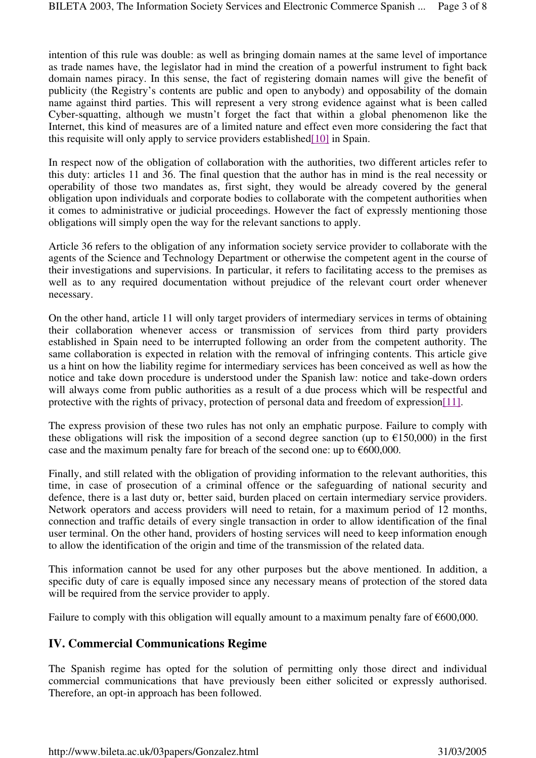intention of this rule was double: as well as bringing domain names at the same level of importance as trade names have, the legislator had in mind the creation of a powerful instrument to fight back domain names piracy. In this sense, the fact of registering domain names will give the benefit of publicity (the Registry's contents are public and open to anybody) and opposability of the domain name against third parties. This will represent a very strong evidence against what is been called Cyber-squatting, although we mustn't forget the fact that within a global phenomenon like the Internet, this kind of measures are of a limited nature and effect even more considering the fact that this requisite will only apply to service providers established[10] in Spain.

In respect now of the obligation of collaboration with the authorities, two different articles refer to this duty: articles 11 and 36. The final question that the author has in mind is the real necessity or operability of those two mandates as, first sight, they would be already covered by the general obligation upon individuals and corporate bodies to collaborate with the competent authorities when it comes to administrative or judicial proceedings. However the fact of expressly mentioning those obligations will simply open the way for the relevant sanctions to apply.

Article 36 refers to the obligation of any information society service provider to collaborate with the agents of the Science and Technology Department or otherwise the competent agent in the course of their investigations and supervisions. In particular, it refers to facilitating access to the premises as well as to any required documentation without prejudice of the relevant court order whenever necessary.

On the other hand, article 11 will only target providers of intermediary services in terms of obtaining their collaboration whenever access or transmission of services from third party providers established in Spain need to be interrupted following an order from the competent authority. The same collaboration is expected in relation with the removal of infringing contents. This article give us a hint on how the liability regime for intermediary services has been conceived as well as how the notice and take down procedure is understood under the Spanish law: notice and take-down orders will always come from public authorities as a result of a due process which will be respectful and protective with the rights of privacy, protection of personal data and freedom of expression[11].

The express provision of these two rules has not only an emphatic purpose. Failure to comply with these obligations will risk the imposition of a second degree sanction (up to €150,000) in the first case and the maximum penalty fare for breach of the second one: up to €600,000.

Finally, and still related with the obligation of providing information to the relevant authorities, this time, in case of prosecution of a criminal offence or the safeguarding of national security and defence, there is a last duty or, better said, burden placed on certain intermediary service providers. Network operators and access providers will need to retain, for a maximum period of 12 months, connection and traffic details of every single transaction in order to allow identification of the final user terminal. On the other hand, providers of hosting services will need to keep information enough to allow the identification of the origin and time of the transmission of the related data.

This information cannot be used for any other purposes but the above mentioned. In addition, a specific duty of care is equally imposed since any necessary means of protection of the stored data will be required from the service provider to apply.

Failure to comply with this obligation will equally amount to a maximum penalty fare of €600,000.

## IV. Commercial Communications Regime

The Spanish regime has opted for the solution of permitting only those direct and individual commercial communications that have previously been either solicited or expressly authorised. Therefore, an opt-in approach has been followed.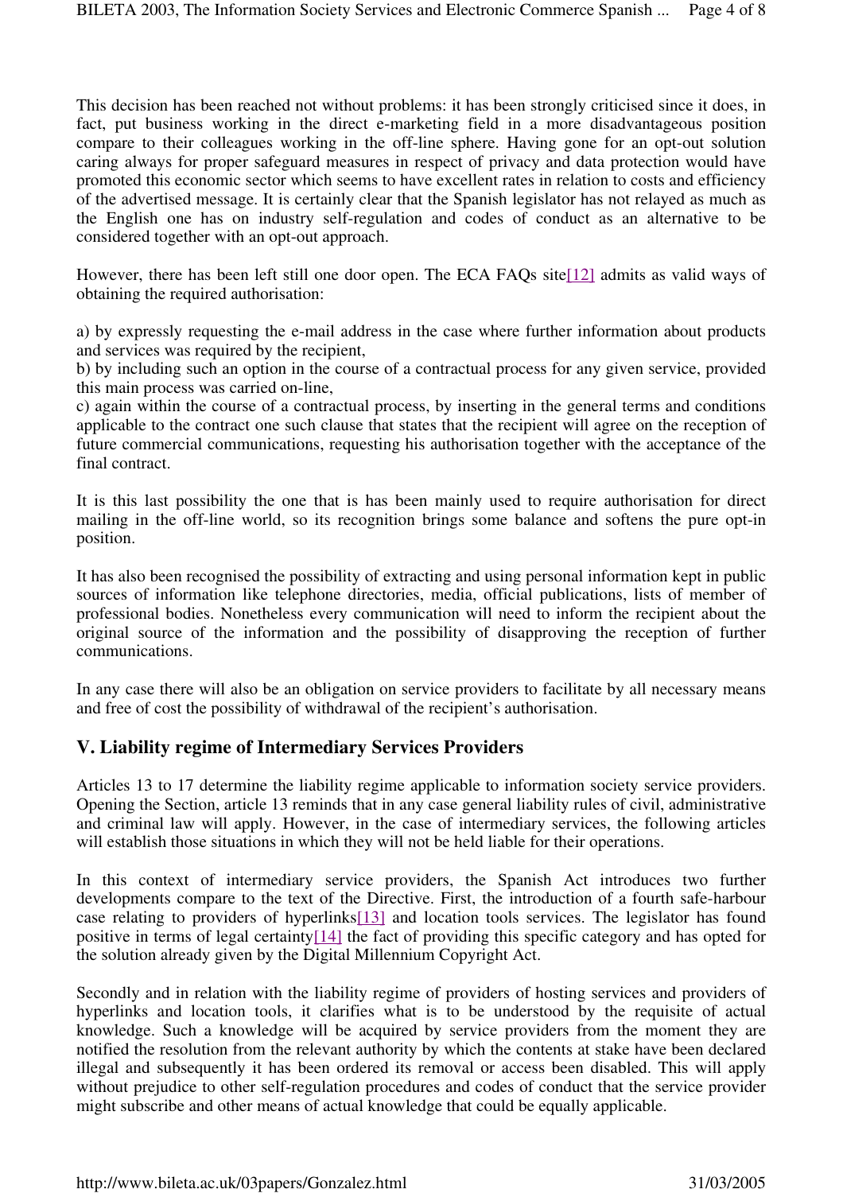This decision has been reached not without problems: it has been strongly criticised since it does, in fact, put business working in the direct e-marketing field in a more disadvantageous position compare to their colleagues working in the off-line sphere. Having gone for an opt-out solution caring always for proper safeguard measures in respect of privacy and data protection would have promoted this economic sector which seems to have excellent rates in relation to costs and efficiency of the advertised message. It is certainly clear that the Spanish legislator has not relayed as much as the English one has on industry self-regulation and codes of conduct as an alternative to be considered together with an opt-out approach.

However, there has been left still one door open. The ECA FAQs site[12] admits as valid ways of obtaining the required authorisation:

a) by expressly requesting the e-mail address in the case where further information about products and services was required by the recipient,
b) by including such an option in the course of a contractual process for any given service, provided this main process was carried on-line,
c) again within the course of a contractual process, by inserting in the general terms and conditions applicable to the contract one such clause that states that the recipient will agree on the reception of future commercial communications, requesting his authorisation together with the acceptance of the final contract.

It is this last possibility the one that is has been mainly used to require authorisation for direct mailing in the off-line world, so its recognition brings some balance and softens the pure opt-in position.

It has also been recognised the possibility of extracting and using personal information kept in public sources of information like telephone directories, media, official publications, lists of member of professional bodies. Nonetheless every communication will need to inform the recipient about the original source of the information and the possibility of disapproving the reception of further communications.

In any case there will also be an obligation on service providers to facilitate by all necessary means and free of cost the possibility of withdrawal of the recipient's authorisation.

## V. Liability regime of Intermediary Services Providers

Articles 13 to 17 determine the liability regime applicable to information society service providers. Opening the Section, article 13 reminds that in any case general liability rules of civil, administrative and criminal law will apply. However, in the case of intermediary services, the following articles will establish those situations in which they will not be held liable for their operations.

In this context of intermediary service providers, the Spanish Act introduces two further developments compare to the text of the Directive. First, the introduction of a fourth safe-harbour case relating to providers of hyperlinks[13] and location tools services. The legislator has found positive in terms of legal certainty[14] the fact of providing this specific category and has opted for the solution already given by the Digital Millennium Copyright Act.

Secondly and in relation with the liability regime of providers of hosting services and providers of hyperlinks and location tools, it clarifies what is to be understood by the requisite of actual knowledge. Such a knowledge will be acquired by service providers from the moment they are notified the resolution from the relevant authority by which the contents at stake have been declared illegal and subsequently it has been ordered its removal or access been disabled. This will apply without prejudice to other self-regulation procedures and codes of conduct that the service provider might subscribe and other means of actual knowledge that could be equally applicable.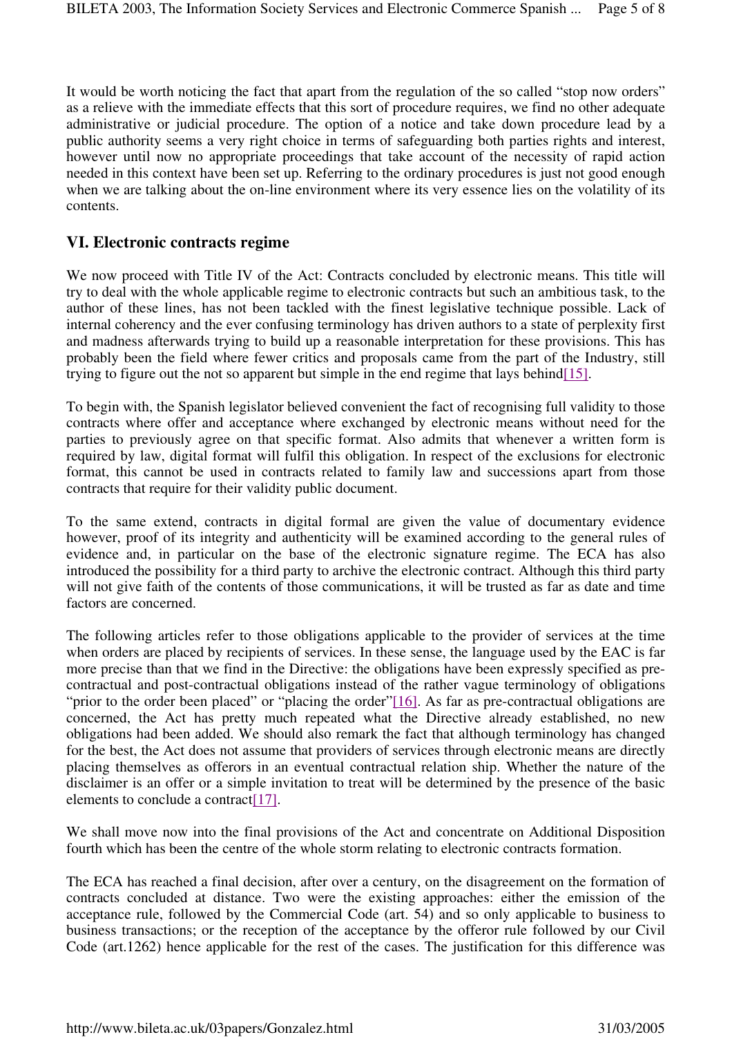It would be worth noticing the fact that apart from the regulation of the so called "stop now orders" as a relieve with the immediate effects that this sort of procedure requires, we find no other adequate administrative or judicial procedure. The option of a notice and take down procedure lead by a public authority seems a very right choice in terms of safeguarding both parties rights and interest, however until now no appropriate proceedings that take account of the necessity of rapid action needed in this context have been set up. Referring to the ordinary procedures is just not good enough when we are talking about the on-line environment where its very essence lies on the volatility of its contents.

## VI. Electronic contracts regime

We now proceed with Title IV of the Act: Contracts concluded by electronic means. This title will try to deal with the whole applicable regime to electronic contracts but such an ambitious task, to the author of these lines, has not been tackled with the finest legislative technique possible. Lack of internal coherency and the ever confusing terminology has driven authors to a state of perplexity first and madness afterwards trying to build up a reasonable interpretation for these provisions. This has probably been the field where fewer critics and proposals came from the part of the Industry, still trying to figure out the not so apparent but simple in the end regime that lays behind[15].

To begin with, the Spanish legislator believed convenient the fact of recognising full validity to those contracts where offer and acceptance where exchanged by electronic means without need for the parties to previously agree on that specific format. Also admits that whenever a written form is required by law, digital format will fulfil this obligation. In respect of the exclusions for electronic format, this cannot be used in contracts related to family law and successions apart from those contracts that require for their validity public document.

To the same extend, contracts in digital formal are given the value of documentary evidence however, proof of its integrity and authenticity will be examined according to the general rules of evidence and, in particular on the base of the electronic signature regime. The ECA has also introduced the possibility for a third party to archive the electronic contract. Although this third party will not give faith of the contents of those communications, it will be trusted as far as date and time factors are concerned.

The following articles refer to those obligations applicable to the provider of services at the time when orders are placed by recipients of services. In these sense, the language used by the EAC is far more precise than that we find in the Directive: the obligations have been expressly specified as pre-contractual and post-contractual obligations instead of the rather vague terminology of obligations "prior to the order been placed" or "placing the order"[16]. As far as pre-contractual obligations are concerned, the Act has pretty much repeated what the Directive already established, no new obligations had been added. We should also remark the fact that although terminology has changed for the best, the Act does not assume that providers of services through electronic means are directly placing themselves as offerors in an eventual contractual relation ship. Whether the nature of the disclaimer is an offer or a simple invitation to treat will be determined by the presence of the basic elements to conclude a contract[17].

We shall move now into the final provisions of the Act and concentrate on Additional Disposition fourth which has been the centre of the whole storm relating to electronic contracts formation.

The ECA has reached a final decision, after over a century, on the disagreement on the formation of contracts concluded at distance. Two were the existing approaches: either the emission of the acceptance rule, followed by the Commercial Code (art. 54) and so only applicable to business to business transactions; or the reception of the acceptance by the offeror rule followed by our Civil Code (art.1262) hence applicable for the rest of the cases. The justification for this difference was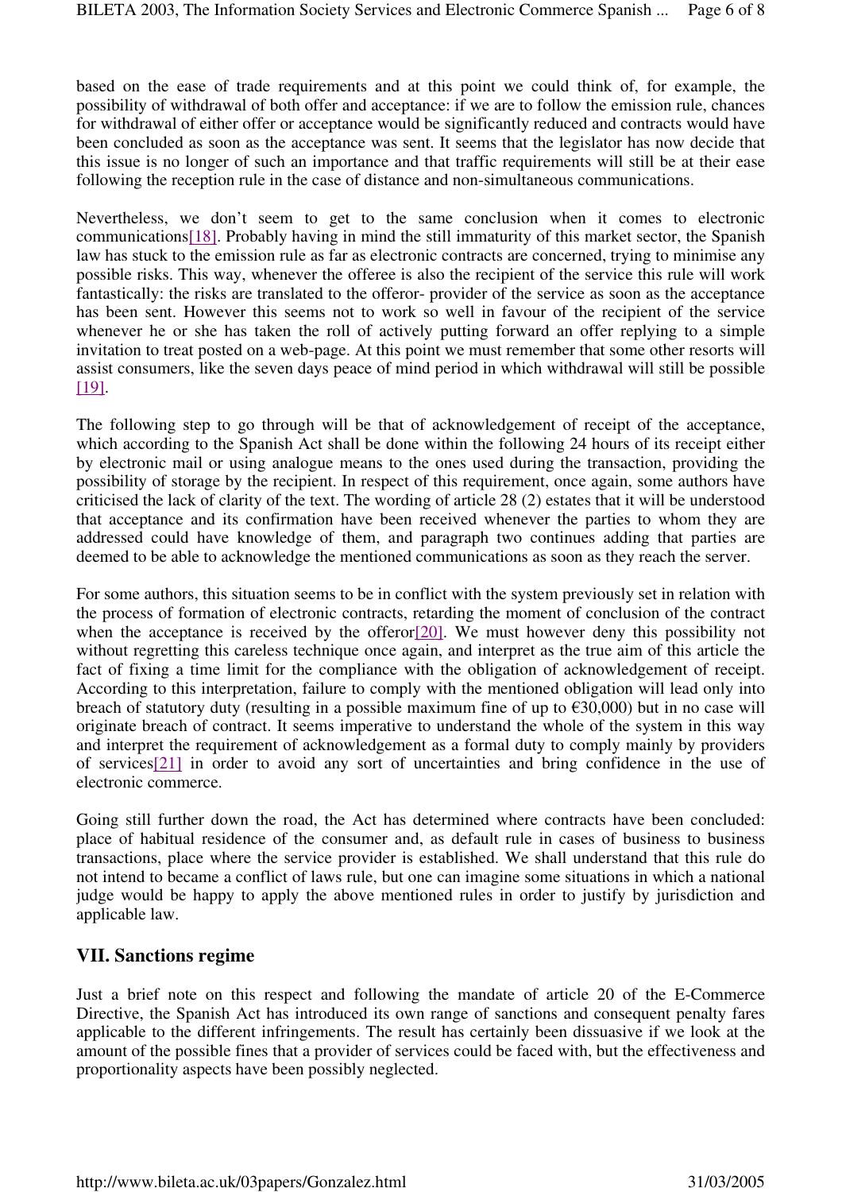based on the ease of trade requirements and at this point we could think of, for example, the possibility of withdrawal of both offer and acceptance: if we are to follow the emission rule, chances for withdrawal of either offer or acceptance would be significantly reduced and contracts would have been concluded as soon as the acceptance was sent. It seems that the legislator has now decide that this issue is no longer of such an importance and that traffic requirements will still be at their ease following the reception rule in the case of distance and non-simultaneous communications.

Nevertheless, we don't seem to get to the same conclusion when it comes to electronic communications[18]. Probably having in mind the still immaturity of this market sector, the Spanish law has stuck to the emission rule as far as electronic contracts are concerned, trying to minimise any possible risks. This way, whenever the offeree is also the recipient of the service this rule will work fantastically: the risks are translated to the offeror- provider of the service as soon as the acceptance has been sent. However this seems not to work so well in favour of the recipient of the service whenever he or she has taken the roll of actively putting forward an offer replying to a simple invitation to treat posted on a web-page. At this point we must remember that some other resorts will assist consumers, like the seven days peace of mind period in which withdrawal will still be possible [19].

The following step to go through will be that of acknowledgement of receipt of the acceptance, which according to the Spanish Act shall be done within the following 24 hours of its receipt either by electronic mail or using analogue means to the ones used during the transaction, providing the possibility of storage by the recipient. In respect of this requirement, once again, some authors have criticised the lack of clarity of the text. The wording of article 28 (2) estates that it will be understood that acceptance and its confirmation have been received whenever the parties to whom they are addressed could have knowledge of them, and paragraph two continues adding that parties are deemed to be able to acknowledge the mentioned communications as soon as they reach the server.

For some authors, this situation seems to be in conflict with the system previously set in relation with the process of formation of electronic contracts, retarding the moment of conclusion of the contract when the acceptance is received by the offeror[20]. We must however deny this possibility not without regretting this careless technique once again, and interpret as the true aim of this article the fact of fixing a time limit for the compliance with the obligation of acknowledgement of receipt. According to this interpretation, failure to comply with the mentioned obligation will lead only into breach of statutory duty (resulting in a possible maximum fine of up to €30,000) but in no case will originate breach of contract. It seems imperative to understand the whole of the system in this way and interpret the requirement of acknowledgement as a formal duty to comply mainly by providers of services[21] in order to avoid any sort of uncertainties and bring confidence in the use of electronic commerce.

Going still further down the road, the Act has determined where contracts have been concluded: place of habitual residence of the consumer and, as default rule in cases of business to business transactions, place where the service provider is established. We shall understand that this rule do not intend to became a conflict of laws rule, but one can imagine some situations in which a national judge would be happy to apply the above mentioned rules in order to justify by jurisdiction and applicable law.

## VII. Sanctions regime

Just a brief note on this respect and following the mandate of article 20 of the E-Commerce Directive, the Spanish Act has introduced its own range of sanctions and consequent penalty fares applicable to the different infringements. The result has certainly been dissuasive if we look at the amount of the possible fines that a provider of services could be faced with, but the effectiveness and proportionality aspects have been possibly neglected.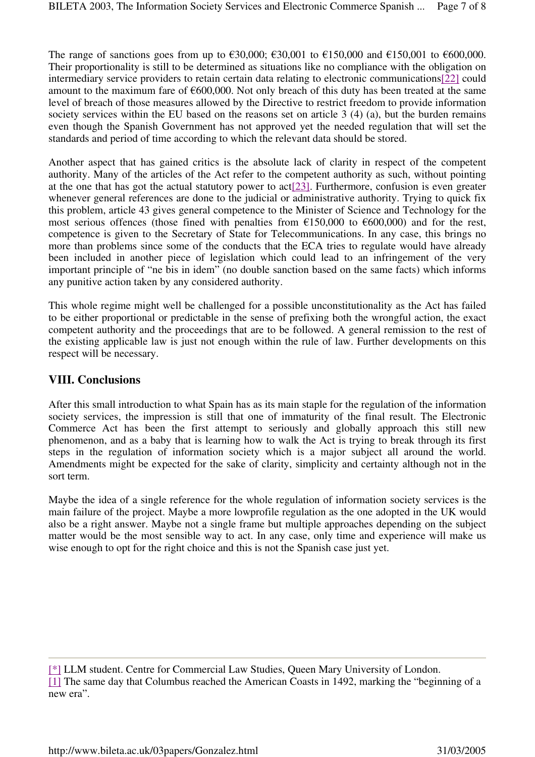The range of sanctions goes from up to €30,000; €30,001 to €150,000 and €150,001 to €600,000. Their proportionality is still to be determined as situations like no compliance with the obligation on intermediary service providers to retain certain data relating to electronic communications[22] could amount to the maximum fare of €600,000. Not only breach of this duty has been treated at the same level of breach of those measures allowed by the Directive to restrict freedom to provide information society services within the EU based on the reasons set on article 3 (4) (a), but the burden remains even though the Spanish Government has not approved yet the needed regulation that will set the standards and period of time according to which the relevant data should be stored.

Another aspect that has gained critics is the absolute lack of clarity in respect of the competent authority. Many of the articles of the Act refer to the competent authority as such, without pointing at the one that has got the actual statutory power to act[23]. Furthermore, confusion is even greater whenever general references are done to the judicial or administrative authority. Trying to quick fix this problem, article 43 gives general competence to the Minister of Science and Technology for the most serious offences (those fined with penalties from €150,000 to €600,000) and for the rest, competence is given to the Secretary of State for Telecommunications. In any case, this brings no more than problems since some of the conducts that the ECA tries to regulate would have already been included in another piece of legislation which could lead to an infringement of the very important principle of "ne bis in idem" (no double sanction based on the same facts) which informs any punitive action taken by any considered authority.

This whole regime might well be challenged for a possible unconstitutionality as the Act has failed to be either proportional or predictable in the sense of prefixing both the wrongful action, the exact competent authority and the proceedings that are to be followed. A general remission to the rest of the existing applicable law is just not enough within the rule of law. Further developments on this respect will be necessary.

## VIII. Conclusions

After this small introduction to what Spain has as its main staple for the regulation of the information society services, the impression is still that one of immaturity of the final result. The Electronic Commerce Act has been the first attempt to seriously and globally approach this still new phenomenon, and as a baby that is learning how to walk the Act is trying to break through its first steps in the regulation of information society which is a major subject all around the world. Amendments might be expected for the sake of clarity, simplicity and certainty although not in the sort term.

Maybe the idea of a single reference for the whole regulation of information society services is the main failure of the project. Maybe a more lowprofile regulation as the one adopted in the UK would also be a right answer. Maybe not a single frame but multiple approaches depending on the subject matter would be the most sensible way to act. In any case, only time and experience will make us wise enough to opt for the right choice and this is not the Spanish case just yet.

---

[*] LLM student. Centre for Commercial Law Studies, Queen Mary University of London.

[1] The same day that Columbus reached the American Coasts in 1492, marking the "beginning of a new era".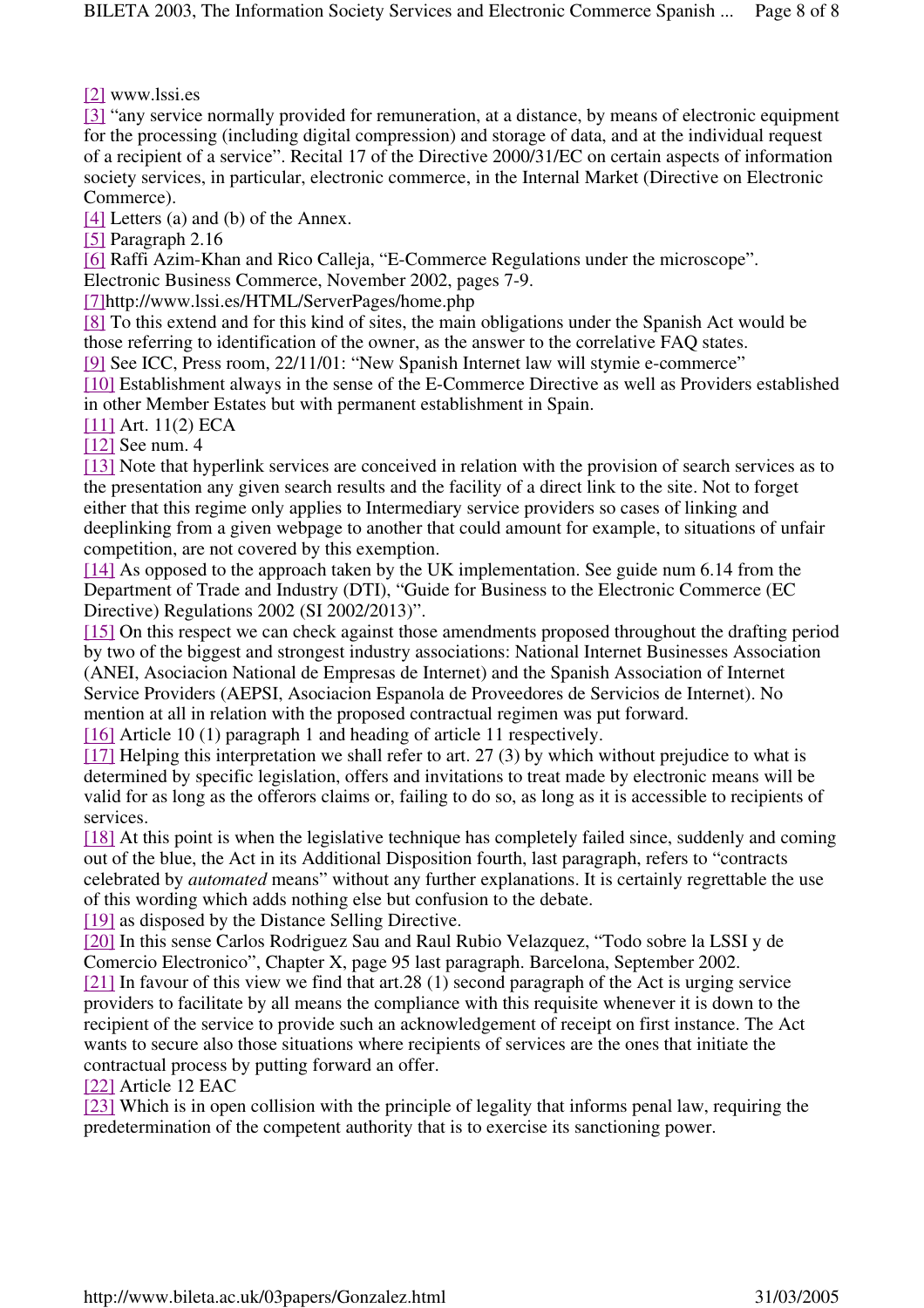[2] www.lssi.es

[3] "any service normally provided for remuneration, at a distance, by means of electronic equipment for the processing (including digital compression) and storage of data, and at the individual request of a recipient of a service". Recital 17 of the Directive 2000/31/EC on certain aspects of information society services, in particular, electronic commerce, in the Internal Market (Directive on Electronic Commerce).

[4] Letters (a) and (b) of the Annex.

[5] Paragraph 2.16

[6] Raffi Azim-Khan and Rico Calleja, "E-Commerce Regulations under the microscope". Electronic Business Commerce, November 2002, pages 7-9.

[7]http://www.lssi.es/HTML/ServerPages/home.php

[8] To this extend and for this kind of sites, the main obligations under the Spanish Act would be those referring to identification of the owner, as the answer to the correlative FAQ states.

[9] See ICC, Press room, 22/11/01: "New Spanish Internet law will stymie e-commerce"

[10] Establishment always in the sense of the E-Commerce Directive as well as Providers established in other Member Estates but with permanent establishment in Spain.

[11] Art. 11(2) ECA

[12] See num. 4

[13] Note that hyperlink services are conceived in relation with the provision of search services as to the presentation any given search results and the facility of a direct link to the site. Not to forget either that this regime only applies to Intermediary service providers so cases of linking and deeplinking from a given webpage to another that could amount for example, to situations of unfair competition, are not covered by this exemption.

[14] As opposed to the approach taken by the UK implementation. See guide num 6.14 from the Department of Trade and Industry (DTI), "Guide for Business to the Electronic Commerce (EC Directive) Regulations 2002 (SI 2002/2013)".

[15] On this respect we can check against those amendments proposed throughout the drafting period by two of the biggest and strongest industry associations: National Internet Businesses Association (ANEI, Asociacion National de Empresas de Internet) and the Spanish Association of Internet Service Providers (AEPSI, Asociacion Espanola de Proveedores de Servicios de Internet). No mention at all in relation with the proposed contractual regimen was put forward.

[16] Article 10 (1) paragraph 1 and heading of article 11 respectively.

[17] Helping this interpretation we shall refer to art. 27 (3) by which without prejudice to what is determined by specific legislation, offers and invitations to treat made by electronic means will be valid for as long as the offerors claims or, failing to do so, as long as it is accessible to recipients of services.

[18] At this point is when the legislative technique has completely failed since, suddenly and coming out of the blue, the Act in its Additional Disposition fourth, last paragraph, refers to "contracts celebrated by *automated* means" without any further explanations. It is certainly regrettable the use of this wording which adds nothing else but confusion to the debate.

[19] as disposed by the Distance Selling Directive.

[20] In this sense Carlos Rodriguez Sau and Raul Rubio Velazquez, "Todo sobre la LSSI y de Comercio Electronico", Chapter X, page 95 last paragraph. Barcelona, September 2002.

[21] In favour of this view we find that art.28 (1) second paragraph of the Act is urging service providers to facilitate by all means the compliance with this requisite whenever it is down to the recipient of the service to provide such an acknowledgement of receipt on first instance. The Act wants to secure also those situations where recipients of services are the ones that initiate the contractual process by putting forward an offer.

[22] Article 12 EAC

[23] Which is in open collision with the principle of legality that informs penal law, requiring the predetermination of the competent authority that is to exercise its sanctioning power.